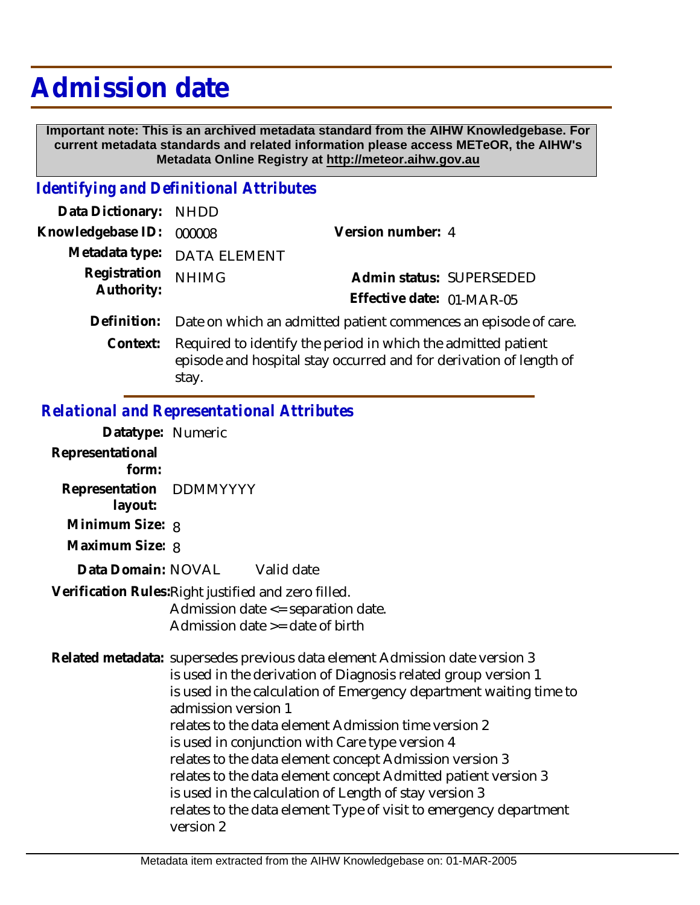# Admission date

**Important note: This is an archived metadata standard from the AIHW Knowledgebase. For current metadata standards and related information please access METeOR, the AIHW's Metadata Online Registry at http://meteor.aihw.gov.au**

## *Identifying and Definitional Attributes*

**Data Dictionary:** NHDD

**Knowledgebase ID:** 000008

**Version number:** 4

**Metadata type:** DATA ELEMENT

**Registration Authority:** NHIMG

**Admin status:** SUPERSEDED

**Effective date:** 01-MAR-05

**Definition:** Date on which an admitted patient commences an episode of care.

**Context:** Required to identify the period in which the admitted patient episode and hospital stay occurred and for derivation of length of stay.

## *Relational and Representational Attributes*

**Datatype:** Numeric

**Representational form:**

**Representation layout:** DDMMYYYY

**Minimum Size:** 8

**Maximum Size:** 8

**Data Domain:** NOVAL Valid date

**Verification Rules:** Right justified and zero filled.
Admission date <= separation date.
Admission date >= date of birth

**Related metadata:** supersedes previous data element Admission date version 3
is used in the derivation of Diagnosis related group version 1
is used in the calculation of Emergency department waiting time to admission version 1
relates to the data element Admission time version 2
is used in conjunction with Care type version 4
relates to the data element concept Admission version 3
relates to the data element concept Admitted patient version 3
is used in the calculation of Length of stay version 3
relates to the data element Type of visit to emergency department version 2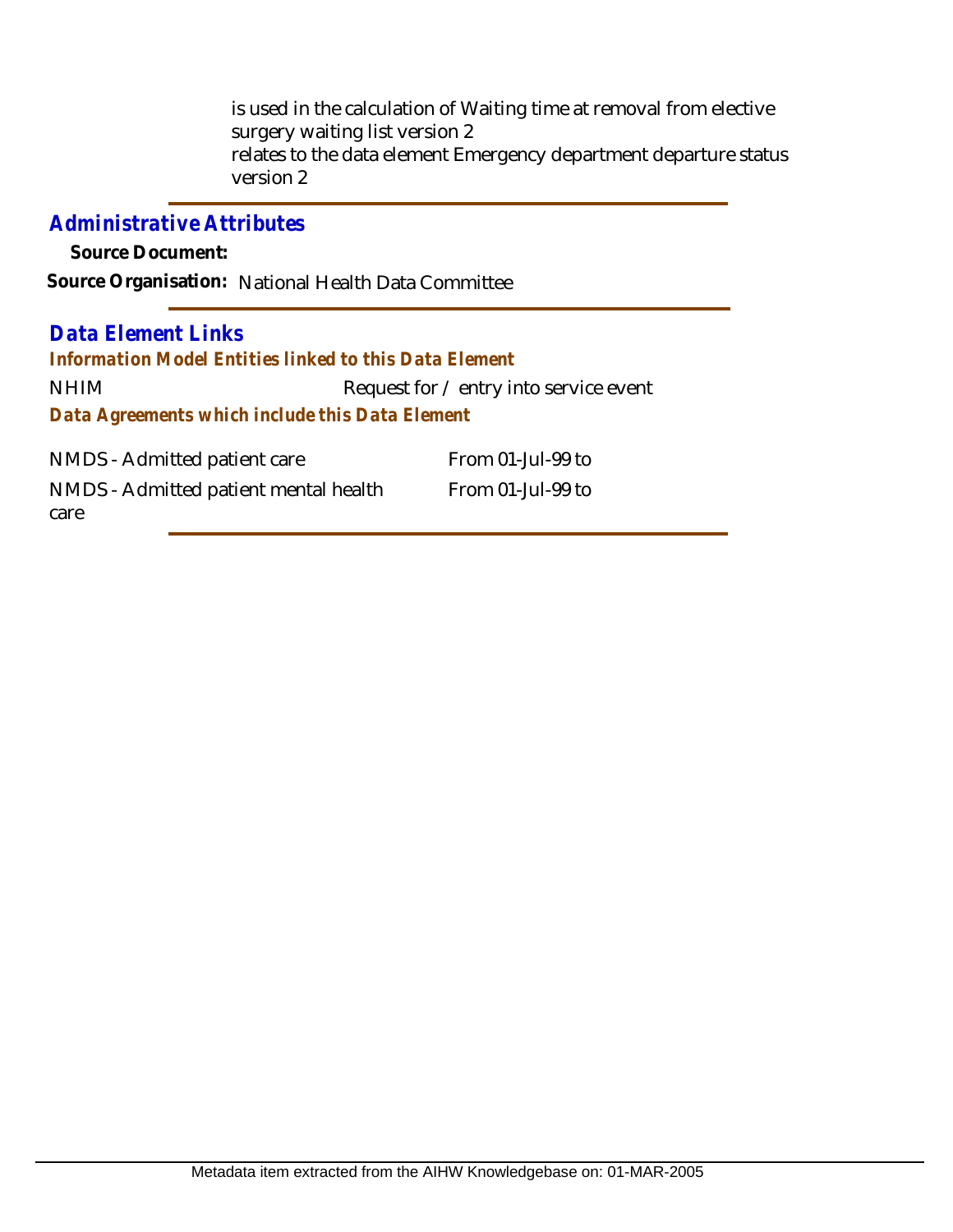is used in the calculation of Waiting time at removal from elective surgery waiting list version 2

relates to the data element Emergency department departure status version 2

## Administrative Attributes

**Source Document:**

**Source Organisation:** National Health Data Committee

## Data Element Links

### Information Model Entities linked to this Data Element

| | |
|---|---|
| NHIM | Request for / entry into service event |

### Data Agreements which include this Data Element

| | |
|---|---|
| NMDS - Admitted patient care | From 01-Jul-99 to |
| NMDS - Admitted patient mental health care | From 01-Jul-99 to |